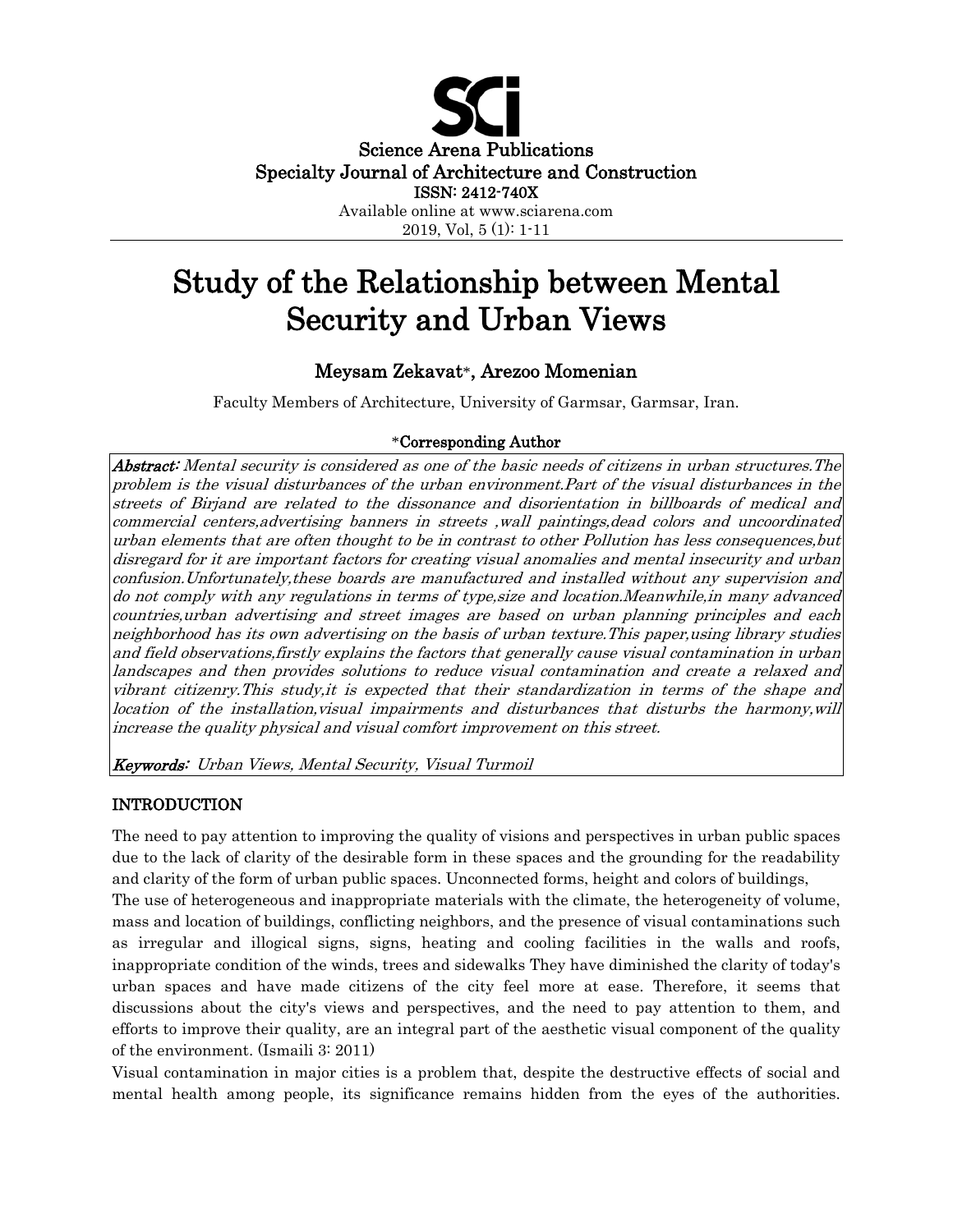Science Arena Publications
Specialty Journal of Architecture and Construction
ISSN: 2412-740X
Available online at www.sciarena.com
2019, Vol, 5 (1): 1-11

# Study of the Relationship between Mental Security and Urban Views

## Meysam Zekavat*, Arezoo Momenian

Faculty Members of Architecture, University of Garmsar, Garmsar, Iran.

*Corresponding Author

***Abstract:*** *Mental security is considered as one of the basic needs of citizens in urban structures.The problem is the visual disturbances of the urban environment.Part of the visual disturbances in the streets of Birjand are related to the dissonance and disorientation in billboards of medical and commercial centers,advertising banners in streets ,wall paintings,dead colors and uncoordinated urban elements that are often thought to be in contrast to other Pollution has less consequences,but disregard for it are important factors for creating visual anomalies and mental insecurity and urban confusion.Unfortunately,these boards are manufactured and installed without any supervision and do not comply with any regulations in terms of type,size and location.Meanwhile,in many advanced countries,urban advertising and street images are based on urban planning principles and each neighborhood has its own advertising on the basis of urban texture.This paper,using library studies and field observations,firstly explains the factors that generally cause visual contamination in urban landscapes and then provides solutions to reduce visual contamination and create a relaxed and vibrant citizenry.This study,it is expected that their standardization in terms of the shape and location of the installation,visual impairments and disturbances that disturbs the harmony,will increase the quality physical and visual comfort improvement on this street.*

***Keywords:*** *Urban Views, Mental Security, Visual Turmoil*

## INTRODUCTION

The need to pay attention to improving the quality of visions and perspectives in urban public spaces due to the lack of clarity of the desirable form in these spaces and the grounding for the readability and clarity of the form of urban public spaces. Unconnected forms, height and colors of buildings,

The use of heterogeneous and inappropriate materials with the climate, the heterogeneity of volume, mass and location of buildings, conflicting neighbors, and the presence of visual contaminations such as irregular and illogical signs, signs, heating and cooling facilities in the walls and roofs, inappropriate condition of the winds, trees and sidewalks They have diminished the clarity of today's urban spaces and have made citizens of the city feel more at ease. Therefore, it seems that discussions about the city's views and perspectives, and the need to pay attention to them, and efforts to improve their quality, are an integral part of the aesthetic visual component of the quality of the environment. (Ismaili 3: 2011)

Visual contamination in major cities is a problem that, despite the destructive effects of social and mental health among people, its significance remains hidden from the eyes of the authorities.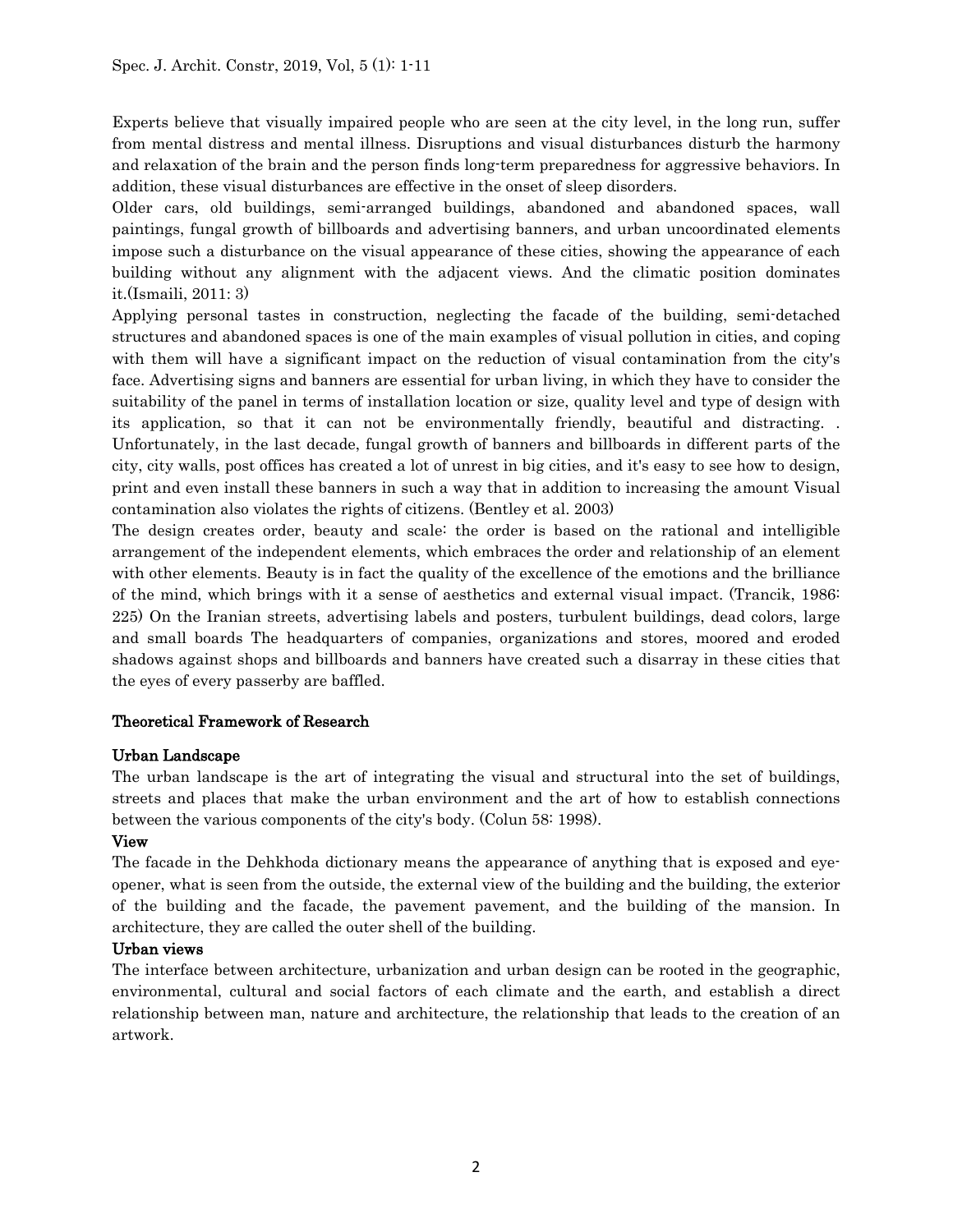Experts believe that visually impaired people who are seen at the city level, in the long run, suffer from mental distress and mental illness. Disruptions and visual disturbances disturb the harmony and relaxation of the brain and the person finds long-term preparedness for aggressive behaviors. In addition, these visual disturbances are effective in the onset of sleep disorders.

Older cars, old buildings, semi-arranged buildings, abandoned and abandoned spaces, wall paintings, fungal growth of billboards and advertising banners, and urban uncoordinated elements impose such a disturbance on the visual appearance of these cities, showing the appearance of each building without any alignment with the adjacent views. And the climatic position dominates it.(Ismaili, 2011: 3)

Applying personal tastes in construction, neglecting the facade of the building, semi-detached structures and abandoned spaces is one of the main examples of visual pollution in cities, and coping with them will have a significant impact on the reduction of visual contamination from the city's face. Advertising signs and banners are essential for urban living, in which they have to consider the suitability of the panel in terms of installation location or size, quality level and type of design with its application, so that it can not be environmentally friendly, beautiful and distracting. . Unfortunately, in the last decade, fungal growth of banners and billboards in different parts of the city, city walls, post offices has created a lot of unrest in big cities, and it's easy to see how to design, print and even install these banners in such a way that in addition to increasing the amount Visual contamination also violates the rights of citizens. (Bentley et al. 2003)

The design creates order, beauty and scale: the order is based on the rational and intelligible arrangement of the independent elements, which embraces the order and relationship of an element with other elements. Beauty is in fact the quality of the excellence of the emotions and the brilliance of the mind, which brings with it a sense of aesthetics and external visual impact. (Trancik, 1986: 225) On the Iranian streets, advertising labels and posters, turbulent buildings, dead colors, large and small boards The headquarters of companies, organizations and stores, moored and eroded shadows against shops and billboards and banners have created such a disarray in these cities that the eyes of every passerby are baffled.

## Theoretical Framework of Research

### Urban Landscape

The urban landscape is the art of integrating the visual and structural into the set of buildings, streets and places that make the urban environment and the art of how to establish connections between the various components of the city's body. (Colun 58: 1998).

### View

The facade in the Dehkhoda dictionary means the appearance of anything that is exposed and eye-opener, what is seen from the outside, the external view of the building and the building, the exterior of the building and the facade, the pavement pavement, and the building of the mansion. In architecture, they are called the outer shell of the building.

### Urban views

The interface between architecture, urbanization and urban design can be rooted in the geographic, environmental, cultural and social factors of each climate and the earth, and establish a direct relationship between man, nature and architecture, the relationship that leads to the creation of an artwork.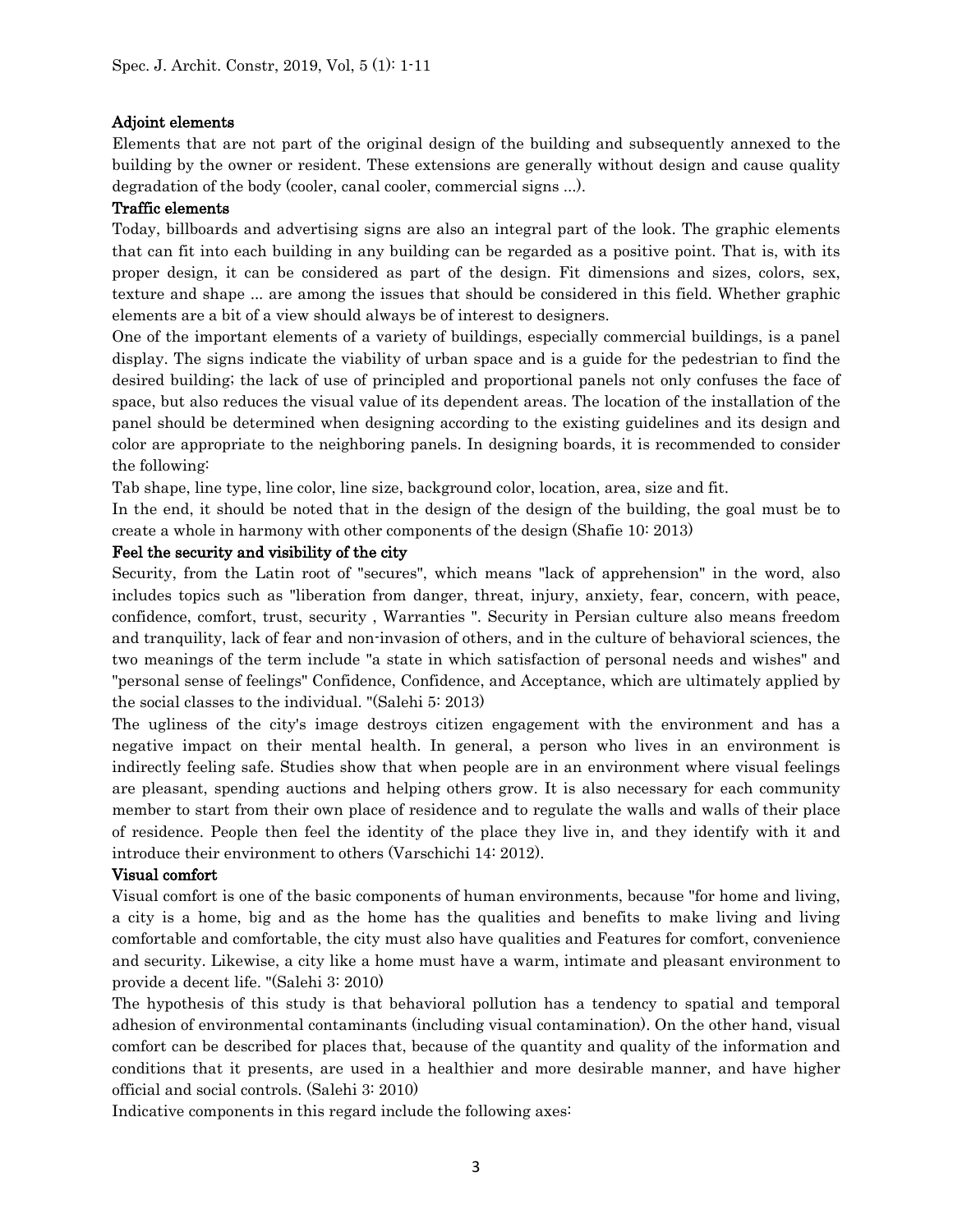### Adjoint elements

Elements that are not part of the original design of the building and subsequently annexed to the building by the owner or resident. These extensions are generally without design and cause quality degradation of the body (cooler, canal cooler, commercial signs ...).

### Traffic elements

Today, billboards and advertising signs are also an integral part of the look. The graphic elements that can fit into each building in any building can be regarded as a positive point. That is, with its proper design, it can be considered as part of the design. Fit dimensions and sizes, colors, sex, texture and shape ... are among the issues that should be considered in this field. Whether graphic elements are a bit of a view should always be of interest to designers.

One of the important elements of a variety of buildings, especially commercial buildings, is a panel display. The signs indicate the viability of urban space and is a guide for the pedestrian to find the desired building; the lack of use of principled and proportional panels not only confuses the face of space, but also reduces the visual value of its dependent areas. The location of the installation of the panel should be determined when designing according to the existing guidelines and its design and color are appropriate to the neighboring panels. In designing boards, it is recommended to consider the following:

Tab shape, line type, line color, line size, background color, location, area, size and fit.

In the end, it should be noted that in the design of the design of the building, the goal must be to create a whole in harmony with other components of the design (Shafie 10: 2013)

### Feel the security and visibility of the city

Security, from the Latin root of "secures", which means "lack of apprehension" in the word, also includes topics such as "liberation from danger, threat, injury, anxiety, fear, concern, with peace, confidence, comfort, trust, security , Warranties ". Security in Persian culture also means freedom and tranquility, lack of fear and non-invasion of others, and in the culture of behavioral sciences, the two meanings of the term include "a state in which satisfaction of personal needs and wishes" and "personal sense of feelings" Confidence, Confidence, and Acceptance, which are ultimately applied by the social classes to the individual. "(Salehi 5: 2013)

The ugliness of the city's image destroys citizen engagement with the environment and has a negative impact on their mental health. In general, a person who lives in an environment is indirectly feeling safe. Studies show that when people are in an environment where visual feelings are pleasant, spending auctions and helping others grow. It is also necessary for each community member to start from their own place of residence and to regulate the walls and walls of their place of residence. People then feel the identity of the place they live in, and they identify with it and introduce their environment to others (Varschichi 14: 2012).

### Visual comfort

Visual comfort is one of the basic components of human environments, because "for home and living, a city is a home, big and as the home has the qualities and benefits to make living and living comfortable and comfortable, the city must also have qualities and Features for comfort, convenience and security. Likewise, a city like a home must have a warm, intimate and pleasant environment to provide a decent life. "(Salehi 3: 2010)

The hypothesis of this study is that behavioral pollution has a tendency to spatial and temporal adhesion of environmental contaminants (including visual contamination). On the other hand, visual comfort can be described for places that, because of the quantity and quality of the information and conditions that it presents, are used in a healthier and more desirable manner, and have higher official and social controls. (Salehi 3: 2010)

Indicative components in this regard include the following axes: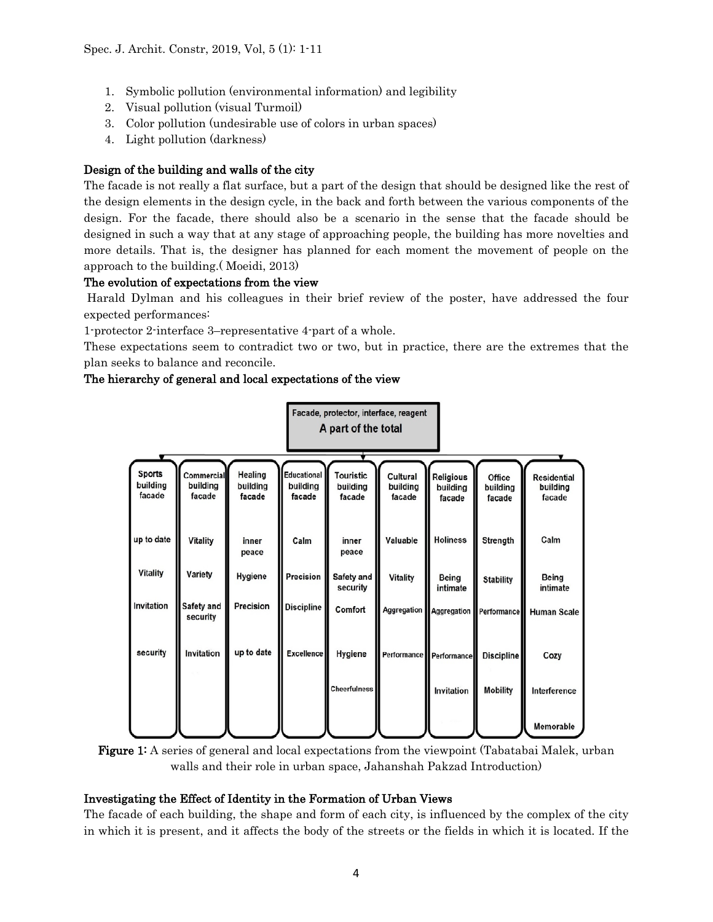1. Symbolic pollution (environmental information) and legibility
2. Visual pollution (visual Turmoil)
3. Color pollution (undesirable use of colors in urban spaces)
4. Light pollution (darkness)

**Design of the building and walls of the city**

The facade is not really a flat surface, but a part of the design that should be designed like the rest of the design elements in the design cycle, in the back and forth between the various components of the design. For the facade, there should also be a scenario in the sense that the facade should be designed in such a way that at any stage of approaching people, the building has more novelties and more details. That is, the designer has planned for each moment the movement of people on the approach to the building.( Moeidi, 2013)

**The evolution of expectations from the view**

Harald Dylman and his colleagues in their brief review of the poster, have addressed the four expected performances:

1-protector 2-interface 3–representative 4-part of a whole.

These expectations seem to contradict two or two, but in practice, there are the extremes that the plan seeks to balance and reconcile.

**The hierarchy of general and local expectations of the view**

Facade, protector, interface, reagent
**A part of the total**

| Sports building facade | Commercial building facade | Healing building facade | Educational building facade | Touristic building facade | Cultural building facade | Religious building facade | Office building facade | Residential building facade |
|---|---|---|---|---|---|---|---|---|
| up to date | Vitality | inner peace | Calm | inner peace | Valuable | Holiness | Strength | Calm |
| Vitality | Variety | Hygiene | Precision | Safety and security | Vitality | Being intimate | Stability | Being intimate |
| Invitation | Safety and security | Precision | Discipline | Comfort | Aggregation | Aggregation | Performance | Human Scale |
| security | Invitation | up to date | Excellence | Hygiene | Performance | Performance | Discipline | Cozy |
| | | | | Cheerfulness | | Invitation | Mobility | Interference |
| | | | | | | | | Memorable |

**Figure 1:** A series of general and local expectations from the viewpoint (Tabatabai Malek, urban walls and their role in urban space, Jahanshah Pakzad Introduction)

**Investigating the Effect of Identity in the Formation of Urban Views**

The facade of each building, the shape and form of each city, is influenced by the complex of the city in which it is present, and it affects the body of the streets or the fields in which it is located. If the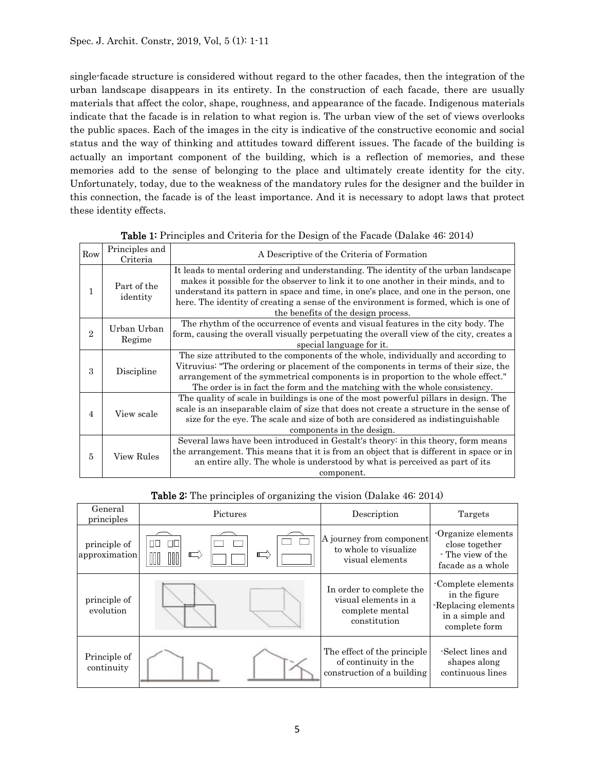single-facade structure is considered without regard to the other facades, then the integration of the urban landscape disappears in its entirety. In the construction of each facade, there are usually materials that affect the color, shape, roughness, and appearance of the facade. Indigenous materials indicate that the facade is in relation to what region is. The urban view of the set of views overlooks the public spaces. Each of the images in the city is indicative of the constructive economic and social status and the way of thinking and attitudes toward different issues. The facade of the building is actually an important component of the building, which is a reflection of memories, and these memories add to the sense of belonging to the place and ultimately create identity for the city. Unfortunately, today, due to the weakness of the mandatory rules for the designer and the builder in this connection, the facade is of the least importance. And it is necessary to adopt laws that protect these identity effects.

**Table 1:** Principles and Criteria for the Design of the Facade (Dalake 46: 2014)

| Row | Principles and Criteria | A Descriptive of the Criteria of Formation |
|---|---|---|
| 1 | Part of the identity | It leads to mental ordering and understanding. The identity of the urban landscape makes it possible for the observer to link it to one another in their minds, and to understand its pattern in space and time, in one's place, and one in the person, one here. The identity of creating a sense of the environment is formed, which is one of the benefits of the design process. |
| 2 | Urban Urban Regime | The rhythm of the occurrence of events and visual features in the city body. The form, causing the overall visually perpetuating the overall view of the city, creates a special language for it. |
| 3 | Discipline | The size attributed to the components of the whole, individually and according to Vitruvius: "The ordering or placement of the components in terms of their size, the arrangement of the symmetrical components is in proportion to the whole effect." The order is in fact the form and the matching with the whole consistency. |
| 4 | View scale | The quality of scale in buildings is one of the most powerful pillars in design. The scale is an inseparable claim of size that does not create a structure in the sense of size for the eye. The scale and size of both are considered as indistinguishable components in the design. |
| 5 | View Rules | Several laws have been introduced in Gestalt's theory: in this theory, form means the arrangement. This means that it is from an object that is different in space or in an entire ally. The whole is understood by what is perceived as part of its component. |

**Table 2:** The principles of organizing the vision (Dalake 46: 2014)

| General principles | Pictures | Description | Targets |
|---|---|---|---|
| principle of approximation | | A journey from component to whole to visualize visual elements | -Organize elements close together<br>- The view of the facade as a whole |
| principle of evolution | | In order to complete the visual elements in a complete mental constitution | -Complete elements in the figure<br>-Replacing elements in a simple and complete form |
| Principle of continuity | | The effect of the principle of continuity in the construction of a building | -Select lines and shapes along continuous lines |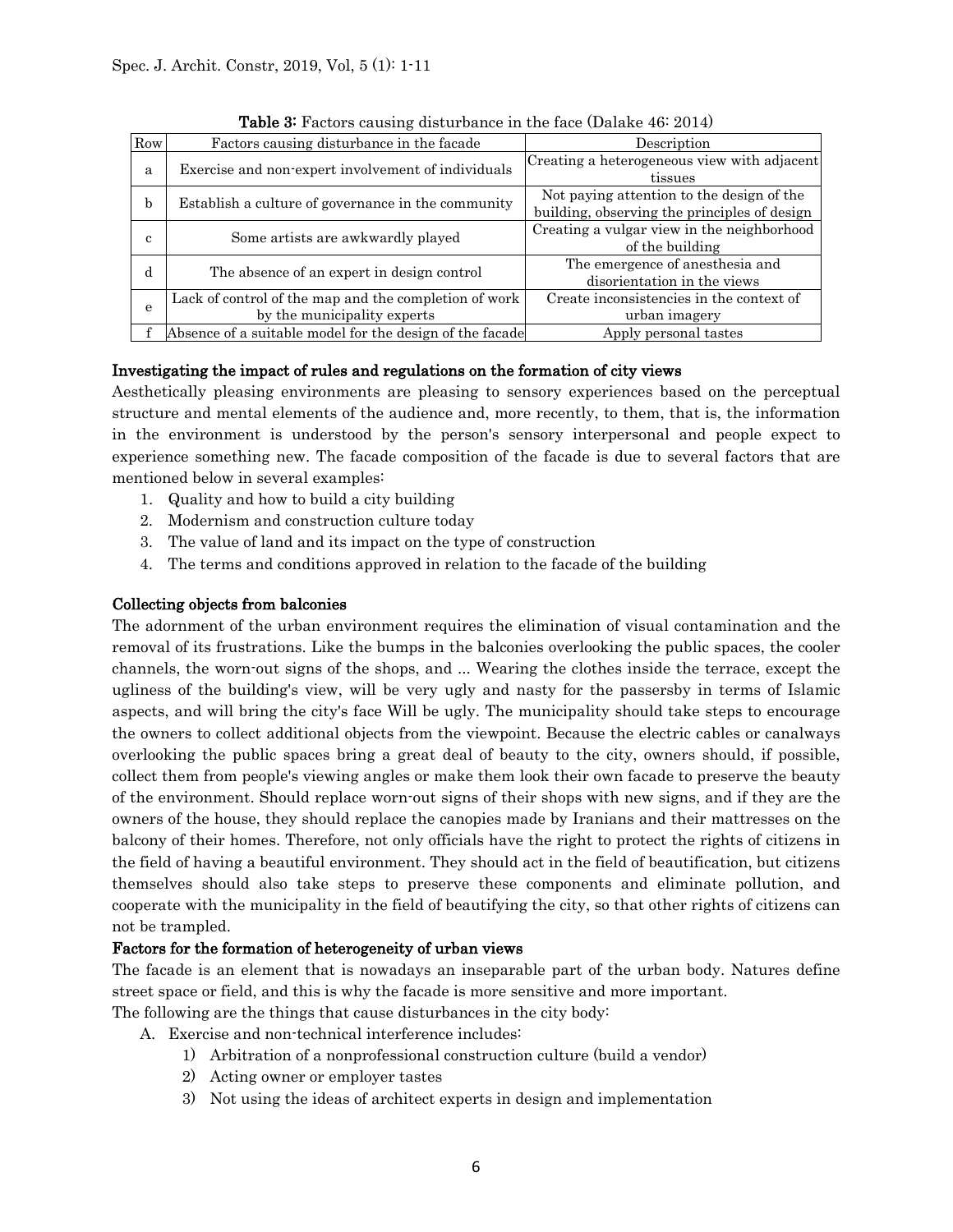**Table 3:** Factors causing disturbance in the face (Dalake 46: 2014)

| Row | Factors causing disturbance in the facade | Description |
|---|---|---|
| a | Exercise and non-expert involvement of individuals | Creating a heterogeneous view with adjacent tissues |
| b | Establish a culture of governance in the community | Not paying attention to the design of the building, observing the principles of design |
| c | Some artists are awkwardly played | Creating a vulgar view in the neighborhood of the building |
| d | The absence of an expert in design control | The emergence of anesthesia and disorientation in the views |
| e | Lack of control of the map and the completion of work by the municipality experts | Create inconsistencies in the context of urban imagery |
| f | Absence of a suitable model for the design of the facade | Apply personal tastes |

### Investigating the impact of rules and regulations on the formation of city views

Aesthetically pleasing environments are pleasing to sensory experiences based on the perceptual structure and mental elements of the audience and, more recently, to them, that is, the information in the environment is understood by the person's sensory interpersonal and people expect to experience something new. The facade composition of the facade is due to several factors that are mentioned below in several examples:

1. Quality and how to build a city building
2. Modernism and construction culture today
3. The value of land and its impact on the type of construction
4. The terms and conditions approved in relation to the facade of the building

### Collecting objects from balconies

The adornment of the urban environment requires the elimination of visual contamination and the removal of its frustrations. Like the bumps in the balconies overlooking the public spaces, the cooler channels, the worn-out signs of the shops, and ... Wearing the clothes inside the terrace, except the ugliness of the building's view, will be very ugly and nasty for the passersby in terms of Islamic aspects, and will bring the city's face Will be ugly. The municipality should take steps to encourage the owners to collect additional objects from the viewpoint. Because the electric cables or canalways overlooking the public spaces bring a great deal of beauty to the city, owners should, if possible, collect them from people's viewing angles or make them look their own facade to preserve the beauty of the environment. Should replace worn-out signs of their shops with new signs, and if they are the owners of the house, they should replace the canopies made by Iranians and their mattresses on the balcony of their homes. Therefore, not only officials have the right to protect the rights of citizens in the field of having a beautiful environment. They should act in the field of beautification, but citizens themselves should also take steps to preserve these components and eliminate pollution, and cooperate with the municipality in the field of beautifying the city, so that other rights of citizens can not be trampled.

### Factors for the formation of heterogeneity of urban views

The facade is an element that is nowadays an inseparable part of the urban body. Natures define street space or field, and this is why the facade is more sensitive and more important.

The following are the things that cause disturbances in the city body:

A. Exercise and non-technical interference includes:
   1) Arbitration of a nonprofessional construction culture (build a vendor)
   2) Acting owner or employer tastes
   3) Not using the ideas of architect experts in design and implementation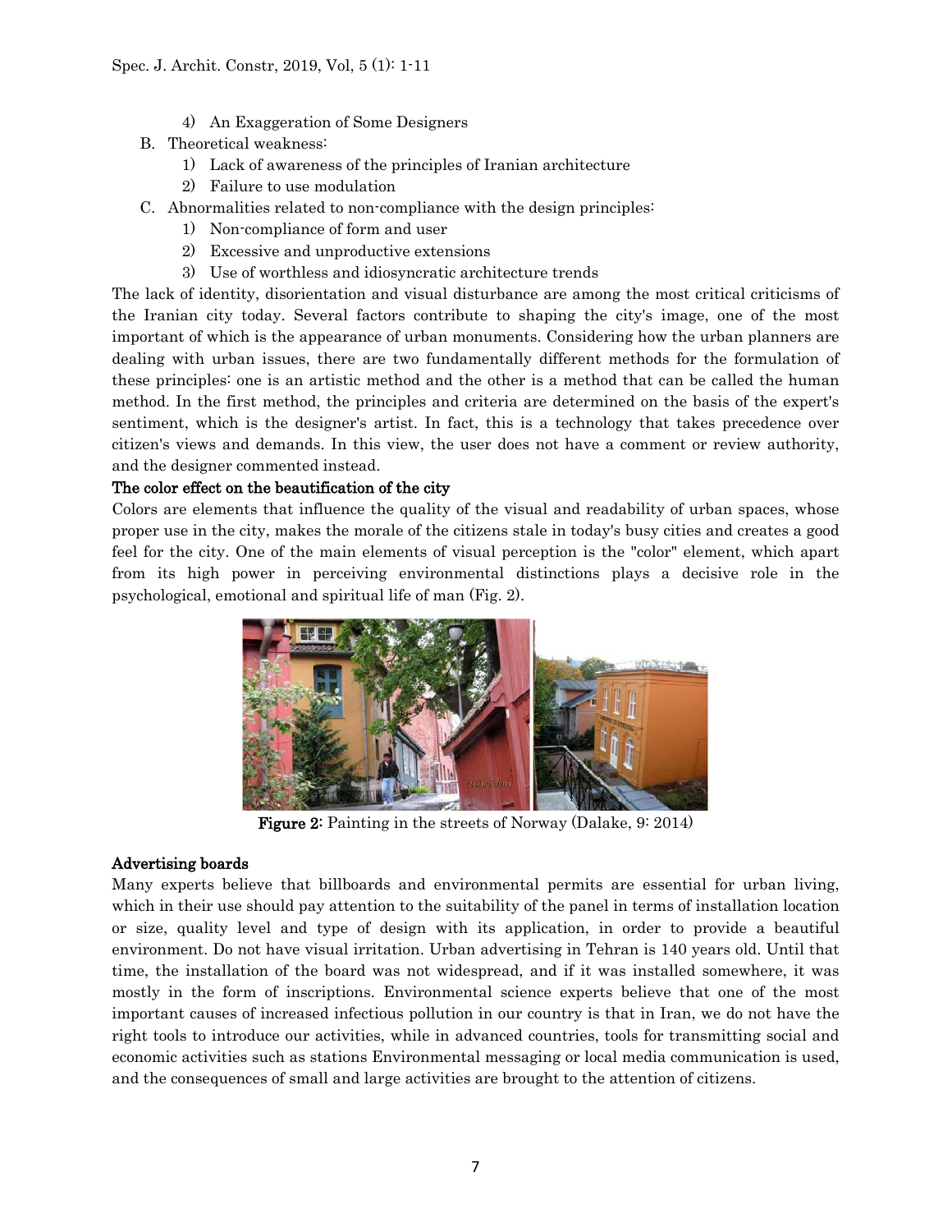4) An Exaggeration of Some Designers

B. Theoretical weakness:
   1) Lack of awareness of the principles of Iranian architecture
   2) Failure to use modulation

C. Abnormalities related to non-compliance with the design principles:
   1) Non-compliance of form and user
   2) Excessive and unproductive extensions
   3) Use of worthless and idiosyncratic architecture trends

The lack of identity, disorientation and visual disturbance are among the most critical criticisms of the Iranian city today. Several factors contribute to shaping the city's image, one of the most important of which is the appearance of urban monuments. Considering how the urban planners are dealing with urban issues, there are two fundamentally different methods for the formulation of these principles: one is an artistic method and the other is a method that can be called the human method. In the first method, the principles and criteria are determined on the basis of the expert's sentiment, which is the designer's artist. In fact, this is a technology that takes precedence over citizen's views and demands. In this view, the user does not have a comment or review authority, and the designer commented instead.

**The color effect on the beautification of the city**

Colors are elements that influence the quality of the visual and readability of urban spaces, whose proper use in the city, makes the morale of the citizens stale in today's busy cities and creates a good feel for the city. One of the main elements of visual perception is the "color" element, which apart from its high power in perceiving environmental distinctions plays a decisive role in the psychological, emotional and spiritual life of man (Fig. 2).

**Figure 2:** Painting in the streets of Norway (Dalake, 9: 2014)

**Advertising boards**

Many experts believe that billboards and environmental permits are essential for urban living, which in their use should pay attention to the suitability of the panel in terms of installation location or size, quality level and type of design with its application, in order to provide a beautiful environment. Do not have visual irritation. Urban advertising in Tehran is 140 years old. Until that time, the installation of the board was not widespread, and if it was installed somewhere, it was mostly in the form of inscriptions. Environmental science experts believe that one of the most important causes of increased infectious pollution in our country is that in Iran, we do not have the right tools to introduce our activities, while in advanced countries, tools for transmitting social and economic activities such as stations Environmental messaging or local media communication is used, and the consequences of small and large activities are brought to the attention of citizens.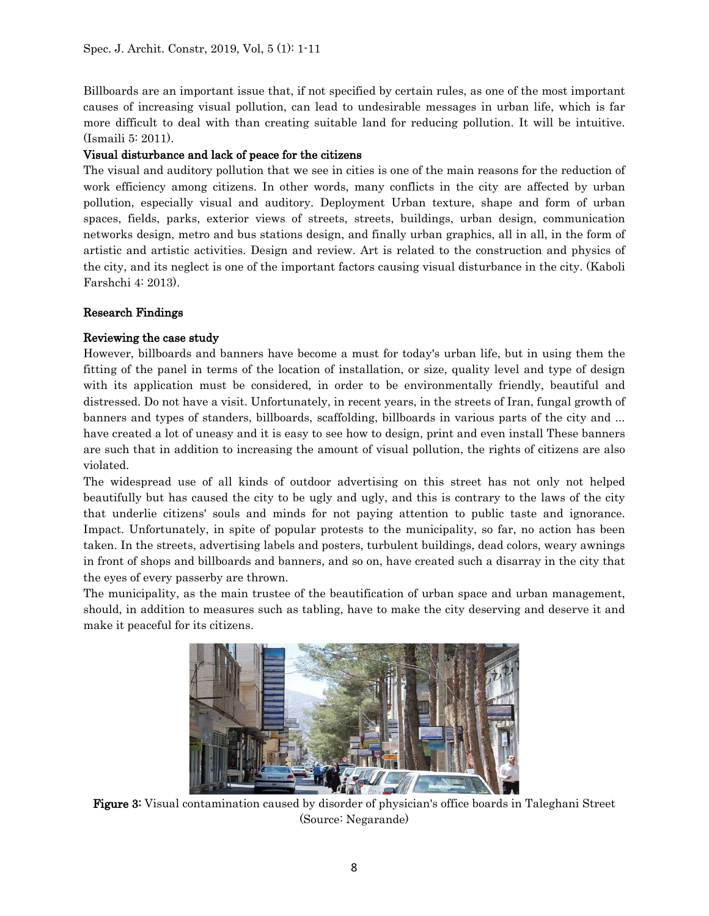Billboards are an important issue that, if not specified by certain rules, as one of the most important causes of increasing visual pollution, can lead to undesirable messages in urban life, which is far more difficult to deal with than creating suitable land for reducing pollution. It will be intuitive. (Ismaili 5: 2011).

### Visual disturbance and lack of peace for the citizens

The visual and auditory pollution that we see in cities is one of the main reasons for the reduction of work efficiency among citizens. In other words, many conflicts in the city are affected by urban pollution, especially visual and auditory. Deployment Urban texture, shape and form of urban spaces, fields, parks, exterior views of streets, streets, buildings, urban design, communication networks design, metro and bus stations design, and finally urban graphics, all in all, in the form of artistic and artistic activities. Design and review. Art is related to the construction and physics of the city, and its neglect is one of the important factors causing visual disturbance in the city. (Kaboli Farshchi 4: 2013).

## Research Findings

### Reviewing the case study

However, billboards and banners have become a must for today's urban life, but in using them the fitting of the panel in terms of the location of installation, or size, quality level and type of design with its application must be considered, in order to be environmentally friendly, beautiful and distressed. Do not have a visit. Unfortunately, in recent years, in the streets of Iran, fungal growth of banners and types of standers, billboards, scaffolding, billboards in various parts of the city and ... have created a lot of uneasy and it is easy to see how to design, print and even install These banners are such that in addition to increasing the amount of visual pollution, the rights of citizens are also violated.

The widespread use of all kinds of outdoor advertising on this street has not only not helped beautifully but has caused the city to be ugly and ugly, and this is contrary to the laws of the city that underlie citizens' souls and minds for not paying attention to public taste and ignorance. Impact. Unfortunately, in spite of popular protests to the municipality, so far, no action has been taken. In the streets, advertising labels and posters, turbulent buildings, dead colors, weary awnings in front of shops and billboards and banners, and so on, have created such a disarray in the city that the eyes of every passerby are thrown.

The municipality, as the main trustee of the beautification of urban space and urban management, should, in addition to measures such as tabling, have to make the city deserving and deserve it and make it peaceful for its citizens.

**Figure 3:** Visual contamination caused by disorder of physician's office boards in Taleghani Street (Source: Negarande)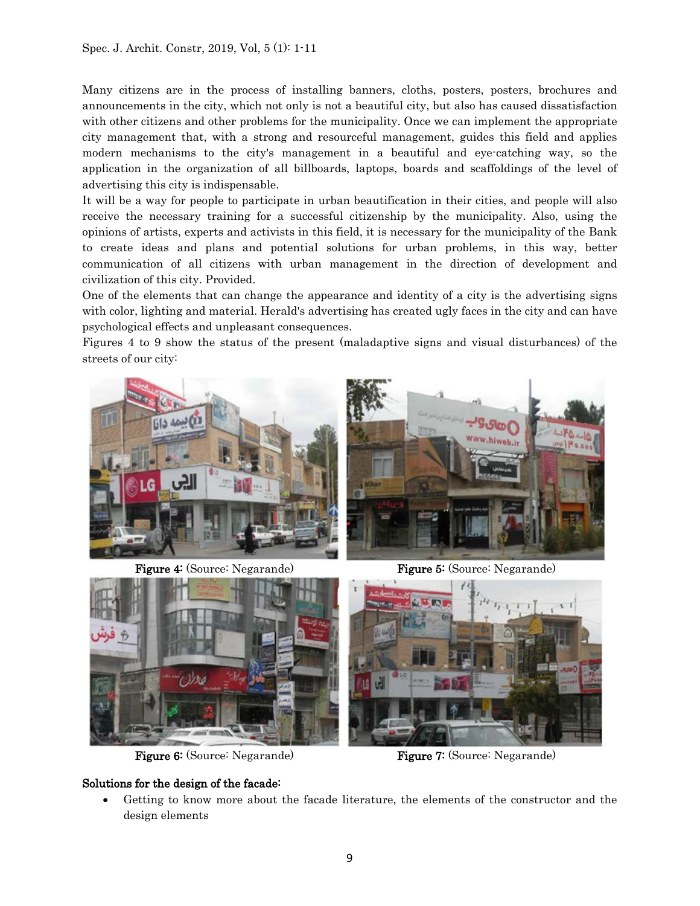Many citizens are in the process of installing banners, cloths, posters, posters, brochures and announcements in the city, which not only is not a beautiful city, but also has caused dissatisfaction with other citizens and other problems for the municipality. Once we can implement the appropriate city management that, with a strong and resourceful management, guides this field and applies modern mechanisms to the city's management in a beautiful and eye-catching way, so the application in the organization of all billboards, laptops, boards and scaffoldings of the level of advertising this city is indispensable.

It will be a way for people to participate in urban beautification in their cities, and people will also receive the necessary training for a successful citizenship by the municipality. Also, using the opinions of artists, experts and activists in this field, it is necessary for the municipality of the Bank to create ideas and plans and potential solutions for urban problems, in this way, better communication of all citizens with urban management in the direction of development and civilization of this city. Provided.

One of the elements that can change the appearance and identity of a city is the advertising signs with color, lighting and material. Herald's advertising has created ugly faces in the city and can have psychological effects and unpleasant consequences.

Figures 4 to 9 show the status of the present (maladaptive signs and visual disturbances) of the streets of our city:

**Figure 4:** (Source: Negarande)

**Figure 5:** (Source: Negarande)

**Figure 6:** (Source: Negarande)

**Figure 7:** (Source: Negarande)

**Solutions for the design of the facade:**

- Getting to know more about the facade literature, the elements of the constructor and the design elements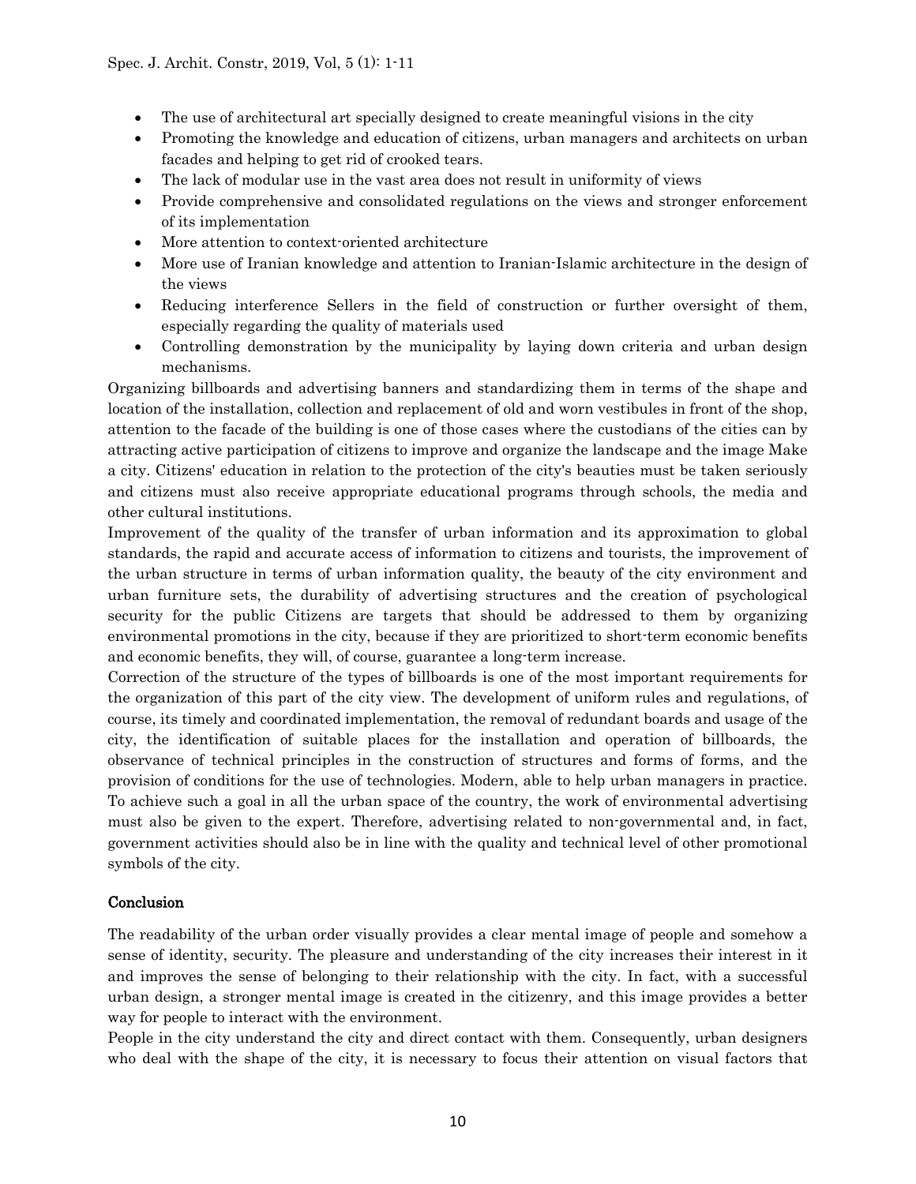- The use of architectural art specially designed to create meaningful visions in the city
- Promoting the knowledge and education of citizens, urban managers and architects on urban facades and helping to get rid of crooked tears.
- The lack of modular use in the vast area does not result in uniformity of views
- Provide comprehensive and consolidated regulations on the views and stronger enforcement of its implementation
- More attention to context-oriented architecture
- More use of Iranian knowledge and attention to Iranian-Islamic architecture in the design of the views
- Reducing interference Sellers in the field of construction or further oversight of them, especially regarding the quality of materials used
- Controlling demonstration by the municipality by laying down criteria and urban design mechanisms.

Organizing billboards and advertising banners and standardizing them in terms of the shape and location of the installation, collection and replacement of old and worn vestibules in front of the shop, attention to the facade of the building is one of those cases where the custodians of the cities can by attracting active participation of citizens to improve and organize the landscape and the image Make a city. Citizens' education in relation to the protection of the city's beauties must be taken seriously and citizens must also receive appropriate educational programs through schools, the media and other cultural institutions.

Improvement of the quality of the transfer of urban information and its approximation to global standards, the rapid and accurate access of information to citizens and tourists, the improvement of the urban structure in terms of urban information quality, the beauty of the city environment and urban furniture sets, the durability of advertising structures and the creation of psychological security for the public Citizens are targets that should be addressed to them by organizing environmental promotions in the city, because if they are prioritized to short-term economic benefits and economic benefits, they will, of course, guarantee a long-term increase.

Correction of the structure of the types of billboards is one of the most important requirements for the organization of this part of the city view. The development of uniform rules and regulations, of course, its timely and coordinated implementation, the removal of redundant boards and usage of the city, the identification of suitable places for the installation and operation of billboards, the observance of technical principles in the construction of structures and forms of forms, and the provision of conditions for the use of technologies. Modern, able to help urban managers in practice. To achieve such a goal in all the urban space of the country, the work of environmental advertising must also be given to the expert. Therefore, advertising related to non-governmental and, in fact, government activities should also be in line with the quality and technical level of other promotional symbols of the city.

## Conclusion

The readability of the urban order visually provides a clear mental image of people and somehow a sense of identity, security. The pleasure and understanding of the city increases their interest in it and improves the sense of belonging to their relationship with the city. In fact, with a successful urban design, a stronger mental image is created in the citizenry, and this image provides a better way for people to interact with the environment.

People in the city understand the city and direct contact with them. Consequently, urban designers who deal with the shape of the city, it is necessary to focus their attention on visual factors that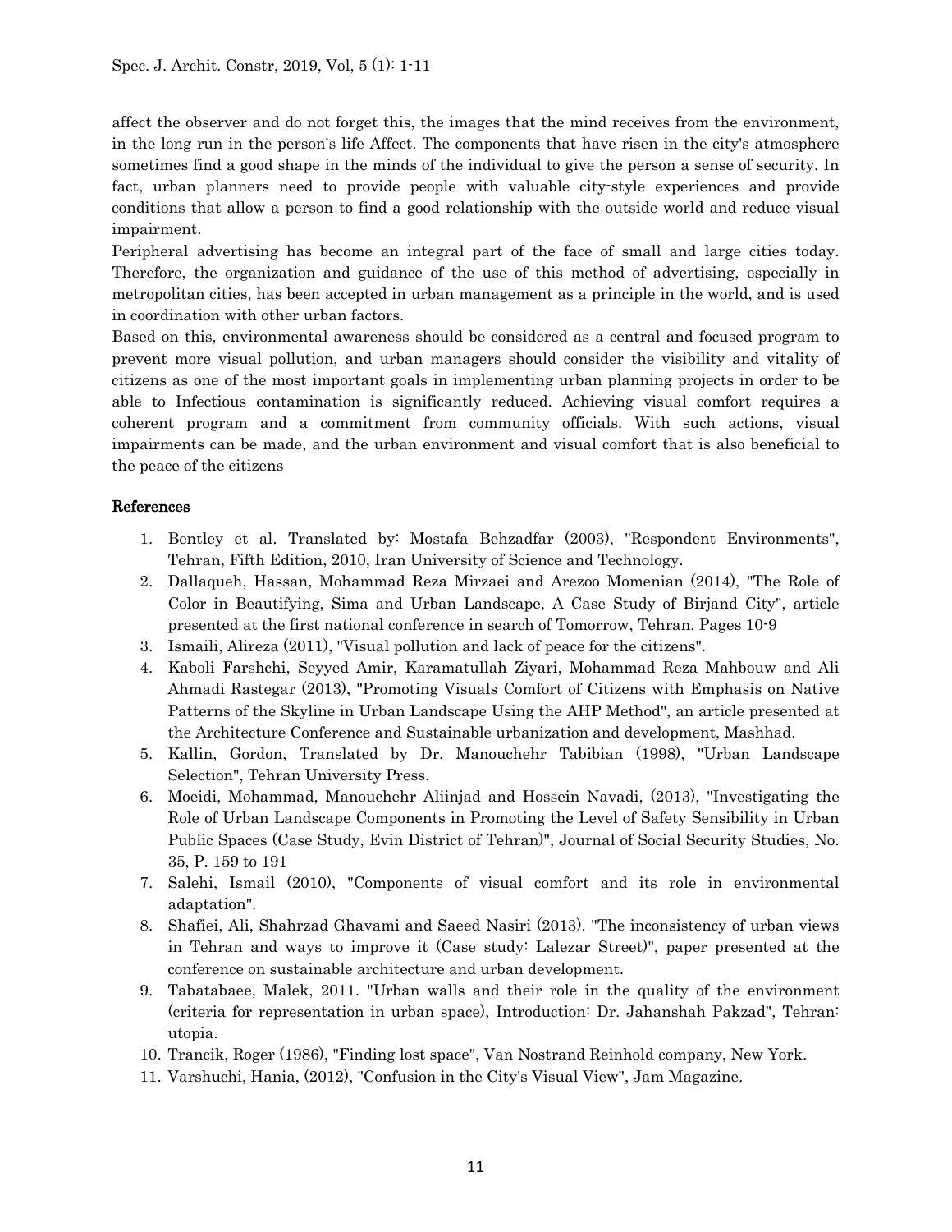affect the observer and do not forget this, the images that the mind receives from the environment, in the long run in the person's life Affect. The components that have risen in the city's atmosphere sometimes find a good shape in the minds of the individual to give the person a sense of security. In fact, urban planners need to provide people with valuable city-style experiences and provide conditions that allow a person to find a good relationship with the outside world and reduce visual impairment.

Peripheral advertising has become an integral part of the face of small and large cities today. Therefore, the organization and guidance of the use of this method of advertising, especially in metropolitan cities, has been accepted in urban management as a principle in the world, and is used in coordination with other urban factors.

Based on this, environmental awareness should be considered as a central and focused program to prevent more visual pollution, and urban managers should consider the visibility and vitality of citizens as one of the most important goals in implementing urban planning projects in order to be able to Infectious contamination is significantly reduced. Achieving visual comfort requires a coherent program and a commitment from community officials. With such actions, visual impairments can be made, and the urban environment and visual comfort that is also beneficial to the peace of the citizens

## References

1. Bentley et al. Translated by: Mostafa Behzadfar (2003), "Respondent Environments", Tehran, Fifth Edition, 2010, Iran University of Science and Technology.
2. Dallaqueh, Hassan, Mohammad Reza Mirzaei and Arezoo Momenian (2014), "The Role of Color in Beautifying, Sima and Urban Landscape, A Case Study of Birjand City", article presented at the first national conference in search of Tomorrow, Tehran. Pages 10-9
3. Ismaili, Alireza (2011), "Visual pollution and lack of peace for the citizens".
4. Kaboli Farshchi, Seyyed Amir, Karamatullah Ziyari, Mohammad Reza Mahbouw and Ali Ahmadi Rastegar (2013), "Promoting Visuals Comfort of Citizens with Emphasis on Native Patterns of the Skyline in Urban Landscape Using the AHP Method", an article presented at the Architecture Conference and Sustainable urbanization and development, Mashhad.
5. Kallin, Gordon, Translated by Dr. Manouchehr Tabibian (1998), "Urban Landscape Selection", Tehran University Press.
6. Moeidi, Mohammad, Manouchehr Aliinjad and Hossein Navadi, (2013), "Investigating the Role of Urban Landscape Components in Promoting the Level of Safety Sensibility in Urban Public Spaces (Case Study, Evin District of Tehran)", Journal of Social Security Studies, No. 35, P. 159 to 191
7. Salehi, Ismail (2010), "Components of visual comfort and its role in environmental adaptation".
8. Shafiei, Ali, Shahrzad Ghavami and Saeed Nasiri (2013). "The inconsistency of urban views in Tehran and ways to improve it (Case study: Lalezar Street)", paper presented at the conference on sustainable architecture and urban development.
9. Tabatabaee, Malek, 2011. "Urban walls and their role in the quality of the environment (criteria for representation in urban space), Introduction: Dr. Jahanshah Pakzad", Tehran: utopia.
10. Trancik, Roger (1986), "Finding lost space", Van Nostrand Reinhold company, New York.
11. Varshuchi, Hania, (2012), "Confusion in the City's Visual View", Jam Magazine.